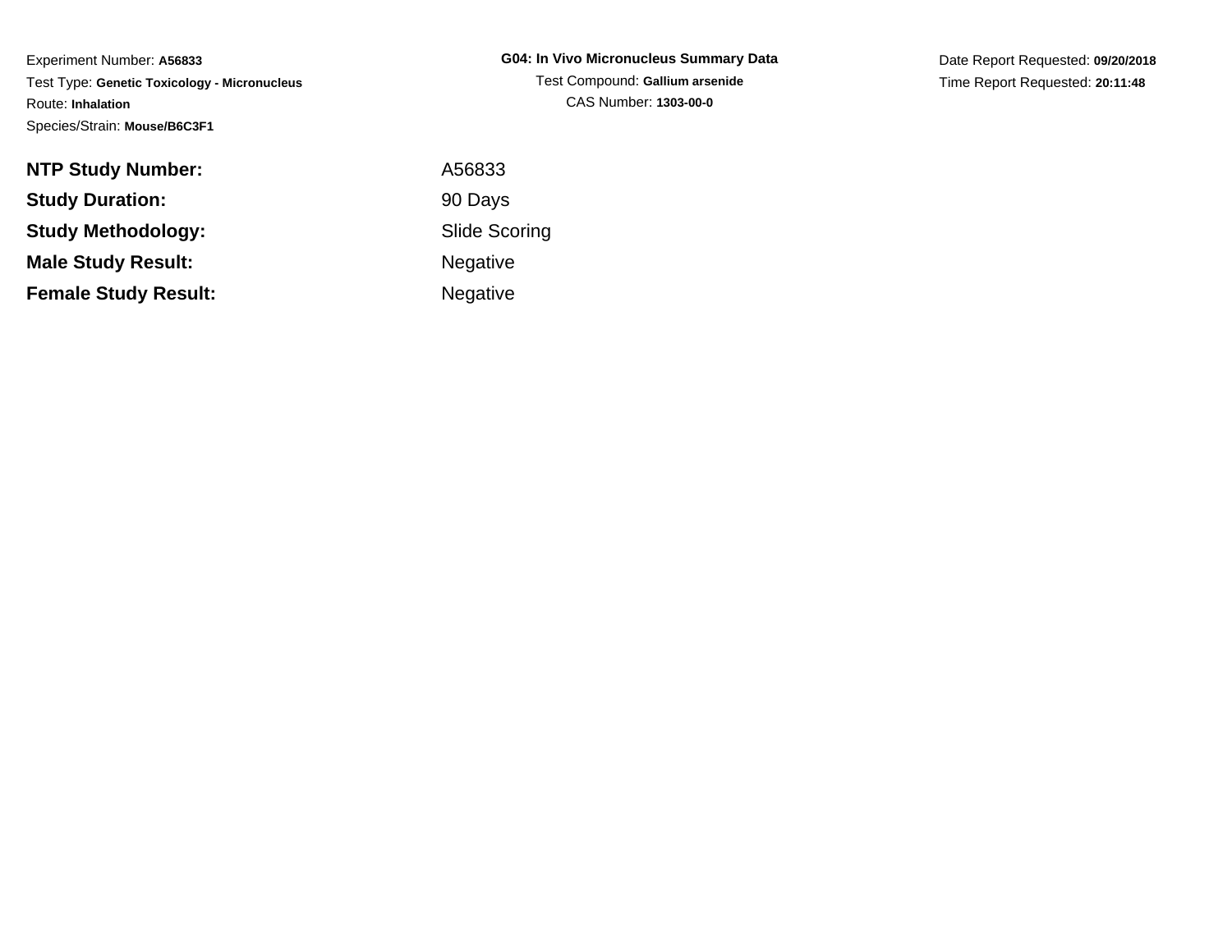Experiment Number: **A56833**
Test Type: **Genetic Toxicology - Micronucleus**
Route: **Inhalation**
Species/Strain: **Mouse/B6C3F1**

**G04: In Vivo Micronucleus Summary Data**
Test Compound: **Gallium arsenide**
CAS Number: **1303-00-0**

Date Report Requested: **09/20/2018**
Time Report Requested: **20:11:48**

| | |
|---|---|
| **NTP Study Number:** | A56833 |
| **Study Duration:** | 90 Days |
| **Study Methodology:** | Slide Scoring |
| **Male Study Result:** | Negative |
| **Female Study Result:** | Negative |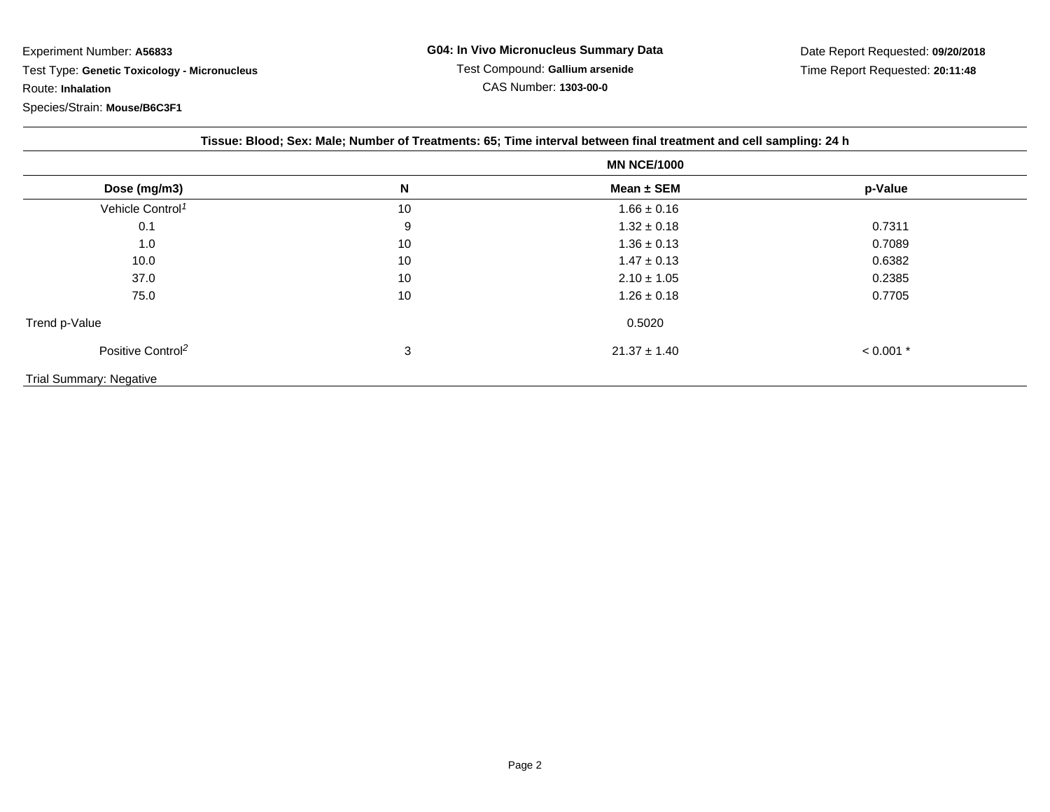Experiment Number: **A56833**

Test Type: **Genetic Toxicology - Micronucleus**

Route: **Inhalation**

Species/Strain: **Mouse/B6C3F1**

**G04: In Vivo Micronucleus Summary Data**

Test Compound: **Gallium arsenide**

CAS Number: **1303-00-0**

Date Report Requested: **09/20/2018**

Time Report Requested: **20:11:48**

| Tissue: Blood; Sex: Male; Number of Treatments: 65; Time interval between final treatment and cell sampling: 24 h | | | |
|---|---|---|---|
| | | MN NCE/1000 | |
| **Dose (mg/m3)** | **N** | **Mean ± SEM** | **p-Value** |
| Vehicle Control[1] | 10 | 1.66 ± 0.16 | |
| 0.1 | 9 | 1.32 ± 0.18 | 0.7311 |
| 1.0 | 10 | 1.36 ± 0.13 | 0.7089 |
| 10.0 | 10 | 1.47 ± 0.13 | 0.6382 |
| 37.0 | 10 | 2.10 ± 1.05 | 0.2385 |
| 75.0 | 10 | 1.26 ± 0.18 | 0.7705 |
| Trend p-Value | | 0.5020 | |
| Positive Control[2] | 3 | 21.37 ± 1.40 | < 0.001 * |
| Trial Summary: Negative | | | |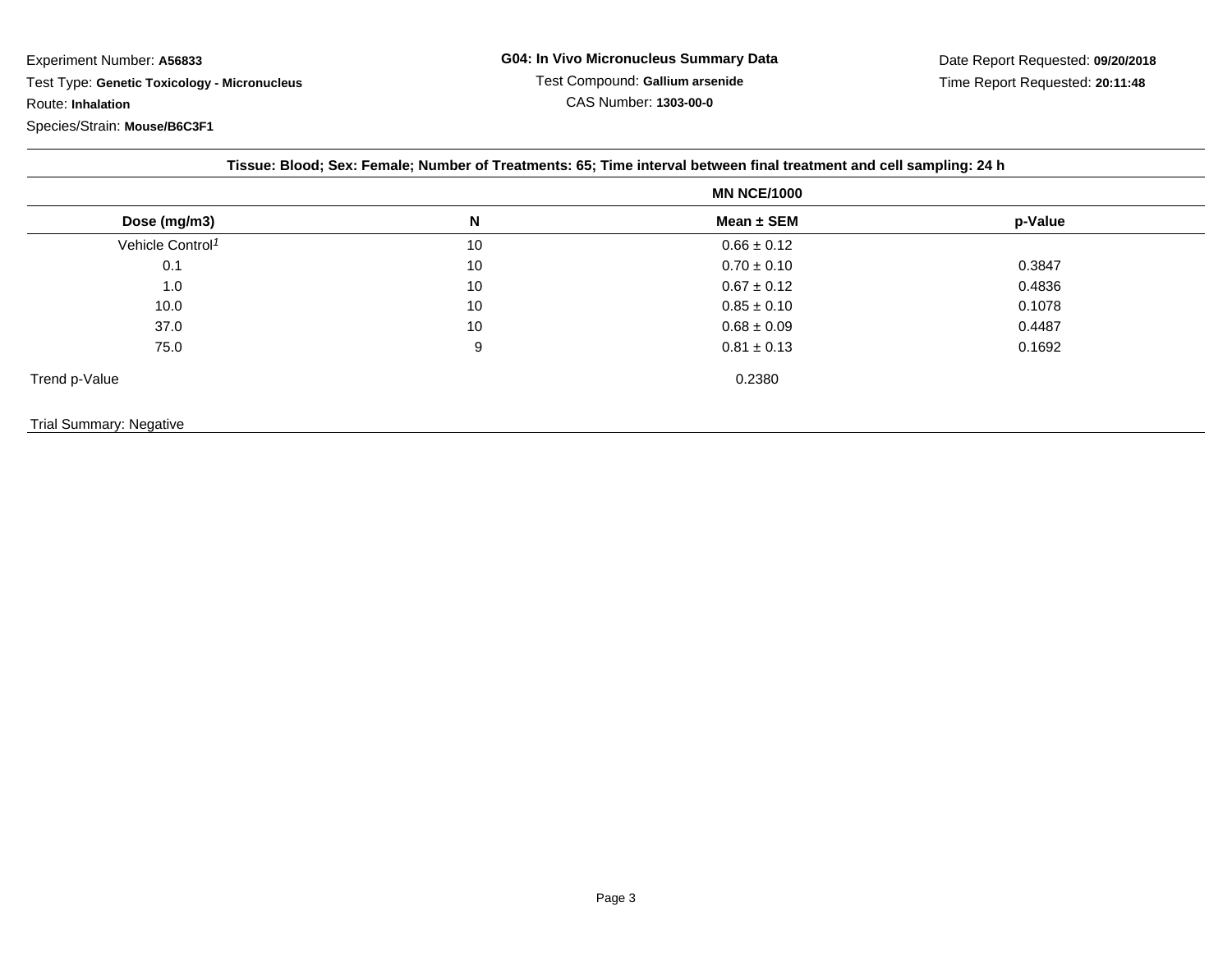Experiment Number: **A56833**

Test Type: **Genetic Toxicology - Micronucleus**

Route: **Inhalation**

Species/Strain: **Mouse/B6C3F1**

**G04: In Vivo Micronucleus Summary Data**

Test Compound: **Gallium arsenide**

CAS Number: **1303-00-0**

Date Report Requested: **09/20/2018**

Time Report Requested: **20:11:48**

**Tissue: Blood; Sex: Female; Number of Treatments: 65; Time interval between final treatment and cell sampling: 24 h**

| | | MN NCE/1000 | |
|---|---|---|---|
| **Dose (mg/m3)** | **N** | **Mean ± SEM** | **p-Value** |
| Vehicle Control[1] | 10 | 0.66 ± 0.12 | |
| 0.1 | 10 | 0.70 ± 0.10 | 0.3847 |
| 1.0 | 10 | 0.67 ± 0.12 | 0.4836 |
| 10.0 | 10 | 0.85 ± 0.10 | 0.1078 |
| 37.0 | 10 | 0.68 ± 0.09 | 0.4487 |
| 75.0 | 9 | 0.81 ± 0.13 | 0.1692 |
| Trend p-Value | | 0.2380 | |

Trial Summary: Negative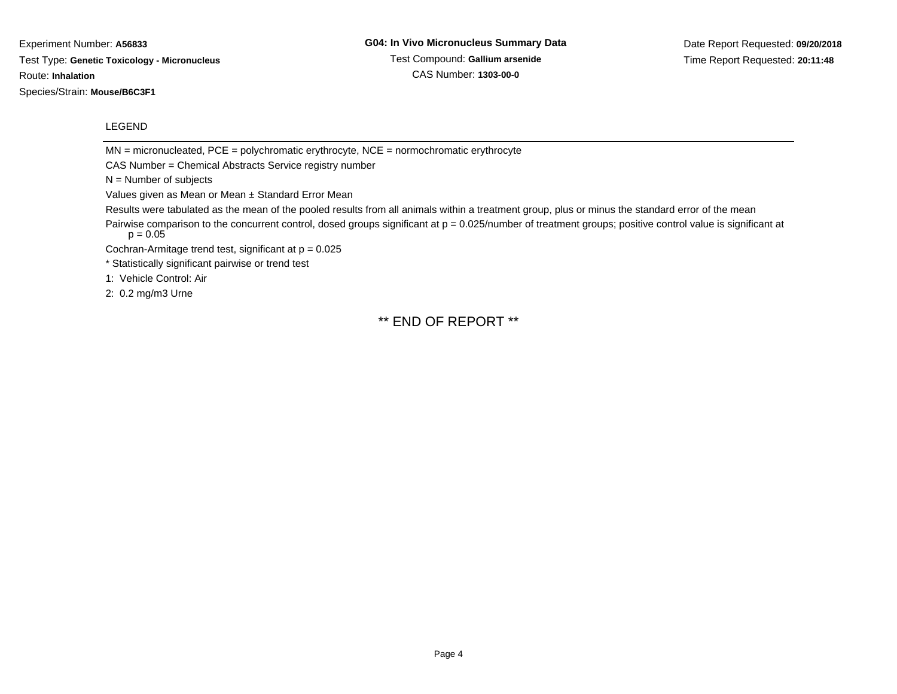Experiment Number: **A56833**

Test Type: **Genetic Toxicology - Micronucleus**

Route: **Inhalation**

Species/Strain: **Mouse/B6C3F1**

**G04: In Vivo Micronucleus Summary Data**

Test Compound: **Gallium arsenide**

CAS Number: **1303-00-0**

Date Report Requested: **09/20/2018**

Time Report Requested: **20:11:48**

LEGEND

MN = micronucleated, PCE = polychromatic erythrocyte, NCE = normochromatic erythrocyte

CAS Number = Chemical Abstracts Service registry number

N = Number of subjects

Values given as Mean or Mean ± Standard Error Mean

Results were tabulated as the mean of the pooled results from all animals within a treatment group, plus or minus the standard error of the mean

Pairwise comparison to the concurrent control, dosed groups significant at p = 0.025/number of treatment groups; positive control value is significant at p = 0.05

Cochran-Armitage trend test, significant at p = 0.025

* Statistically significant pairwise or trend test

1: Vehicle Control: Air

2: 0.2 mg/m3 Urne

** END OF REPORT **